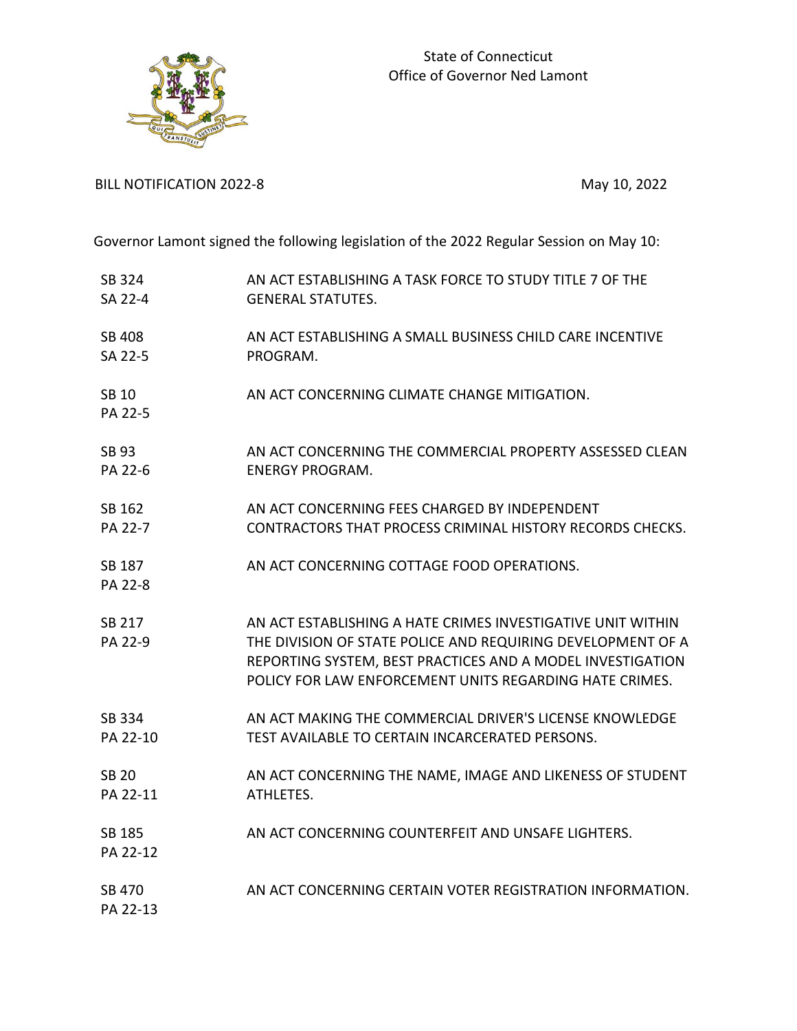State of Connecticut
Office of Governor Ned Lamont

BILL NOTIFICATION 2022-8

May 10, 2022

Governor Lamont signed the following legislation of the 2022 Regular Session on May 10:

| | |
|---|---|
| SB 324<br>SA 22-4 | AN ACT ESTABLISHING A TASK FORCE TO STUDY TITLE 7 OF THE GENERAL STATUTES. |
| SB 408<br>SA 22-5 | AN ACT ESTABLISHING A SMALL BUSINESS CHILD CARE INCENTIVE PROGRAM. |
| SB 10<br>PA 22-5 | AN ACT CONCERNING CLIMATE CHANGE MITIGATION. |
| SB 93<br>PA 22-6 | AN ACT CONCERNING THE COMMERCIAL PROPERTY ASSESSED CLEAN ENERGY PROGRAM. |
| SB 162<br>PA 22-7 | AN ACT CONCERNING FEES CHARGED BY INDEPENDENT CONTRACTORS THAT PROCESS CRIMINAL HISTORY RECORDS CHECKS. |
| SB 187<br>PA 22-8 | AN ACT CONCERNING COTTAGE FOOD OPERATIONS. |
| SB 217<br>PA 22-9 | AN ACT ESTABLISHING A HATE CRIMES INVESTIGATIVE UNIT WITHIN THE DIVISION OF STATE POLICE AND REQUIRING DEVELOPMENT OF A REPORTING SYSTEM, BEST PRACTICES AND A MODEL INVESTIGATION POLICY FOR LAW ENFORCEMENT UNITS REGARDING HATE CRIMES. |
| SB 334<br>PA 22-10 | AN ACT MAKING THE COMMERCIAL DRIVER'S LICENSE KNOWLEDGE TEST AVAILABLE TO CERTAIN INCARCERATED PERSONS. |
| SB 20<br>PA 22-11 | AN ACT CONCERNING THE NAME, IMAGE AND LIKENESS OF STUDENT ATHLETES. |
| SB 185<br>PA 22-12 | AN ACT CONCERNING COUNTERFEIT AND UNSAFE LIGHTERS. |
| SB 470<br>PA 22-13 | AN ACT CONCERNING CERTAIN VOTER REGISTRATION INFORMATION. |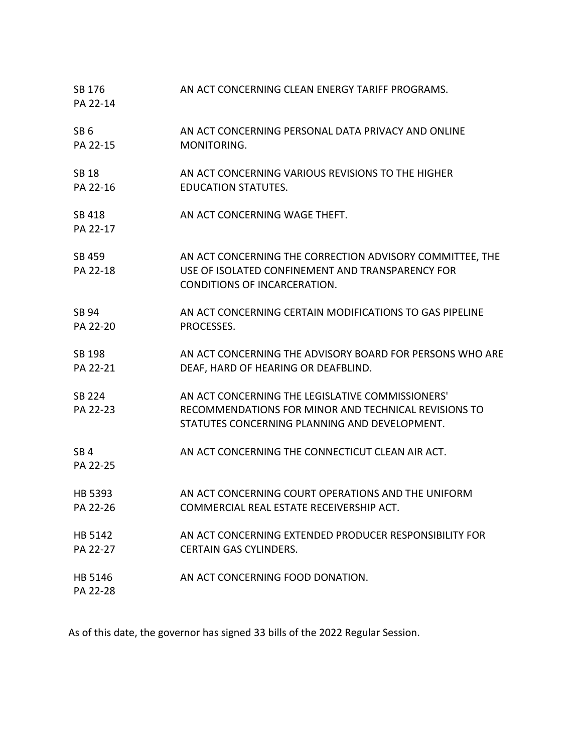| | |
|---|---|
| SB 176<br>PA 22-14 | AN ACT CONCERNING CLEAN ENERGY TARIFF PROGRAMS. |
| SB 6<br>PA 22-15 | AN ACT CONCERNING PERSONAL DATA PRIVACY AND ONLINE MONITORING. |
| SB 18<br>PA 22-16 | AN ACT CONCERNING VARIOUS REVISIONS TO THE HIGHER EDUCATION STATUTES. |
| SB 418<br>PA 22-17 | AN ACT CONCERNING WAGE THEFT. |
| SB 459<br>PA 22-18 | AN ACT CONCERNING THE CORRECTION ADVISORY COMMITTEE, THE USE OF ISOLATED CONFINEMENT AND TRANSPARENCY FOR CONDITIONS OF INCARCERATION. |
| SB 94<br>PA 22-20 | AN ACT CONCERNING CERTAIN MODIFICATIONS TO GAS PIPELINE PROCESSES. |
| SB 198<br>PA 22-21 | AN ACT CONCERNING THE ADVISORY BOARD FOR PERSONS WHO ARE DEAF, HARD OF HEARING OR DEAFBLIND. |
| SB 224<br>PA 22-23 | AN ACT CONCERNING THE LEGISLATIVE COMMISSIONERS' RECOMMENDATIONS FOR MINOR AND TECHNICAL REVISIONS TO STATUTES CONCERNING PLANNING AND DEVELOPMENT. |
| SB 4<br>PA 22-25 | AN ACT CONCERNING THE CONNECTICUT CLEAN AIR ACT. |
| HB 5393<br>PA 22-26 | AN ACT CONCERNING COURT OPERATIONS AND THE UNIFORM COMMERCIAL REAL ESTATE RECEIVERSHIP ACT. |
| HB 5142<br>PA 22-27 | AN ACT CONCERNING EXTENDED PRODUCER RESPONSIBILITY FOR CERTAIN GAS CYLINDERS. |
| HB 5146<br>PA 22-28 | AN ACT CONCERNING FOOD DONATION. |

As of this date, the governor has signed 33 bills of the 2022 Regular Session.